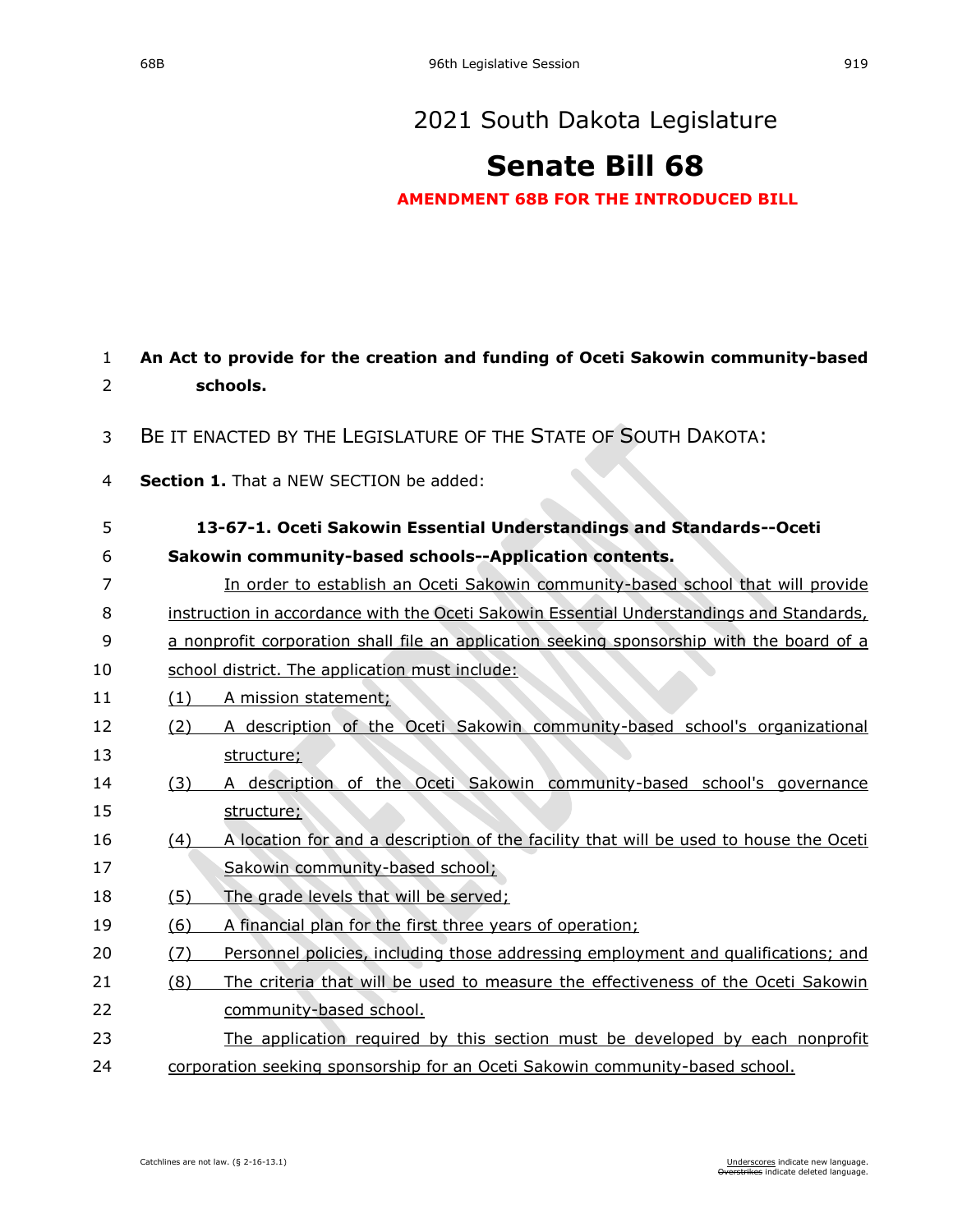# 2021 South Dakota Legislature

# Senate Bill 68

**AMENDMENT 68B FOR THE INTRODUCED BILL**

**An Act to provide for the creation and funding of Oceti Sakowin community-based schools.**

BE IT ENACTED BY THE LEGISLATURE OF THE STATE OF SOUTH DAKOTA:

**Section 1.** That a NEW SECTION be added:

**13-67-1. Oceti Sakowin Essential Understandings and Standards--Oceti Sakowin community-based schools--Application contents.**

In order to establish an Oceti Sakowin community-based school that will provide instruction in accordance with the Oceti Sakowin Essential Understandings and Standards, a nonprofit corporation shall file an application seeking sponsorship with the board of a school district. The application must include:

(1) A mission statement;

(2) A description of the Oceti Sakowin community-based school's organizational structure;

(3) A description of the Oceti Sakowin community-based school's governance structure;

(4) A location for and a description of the facility that will be used to house the Oceti Sakowin community-based school;

(5) The grade levels that will be served;

(6) A financial plan for the first three years of operation;

(7) Personnel policies, including those addressing employment and qualifications; and

(8) The criteria that will be used to measure the effectiveness of the Oceti Sakowin community-based school.

The application required by this section must be developed by each nonprofit corporation seeking sponsorship for an Oceti Sakowin community-based school.

Catchlines are not law. (§ 2-16-13.1)

Underscores indicate new language. Overstrikes indicate deleted language.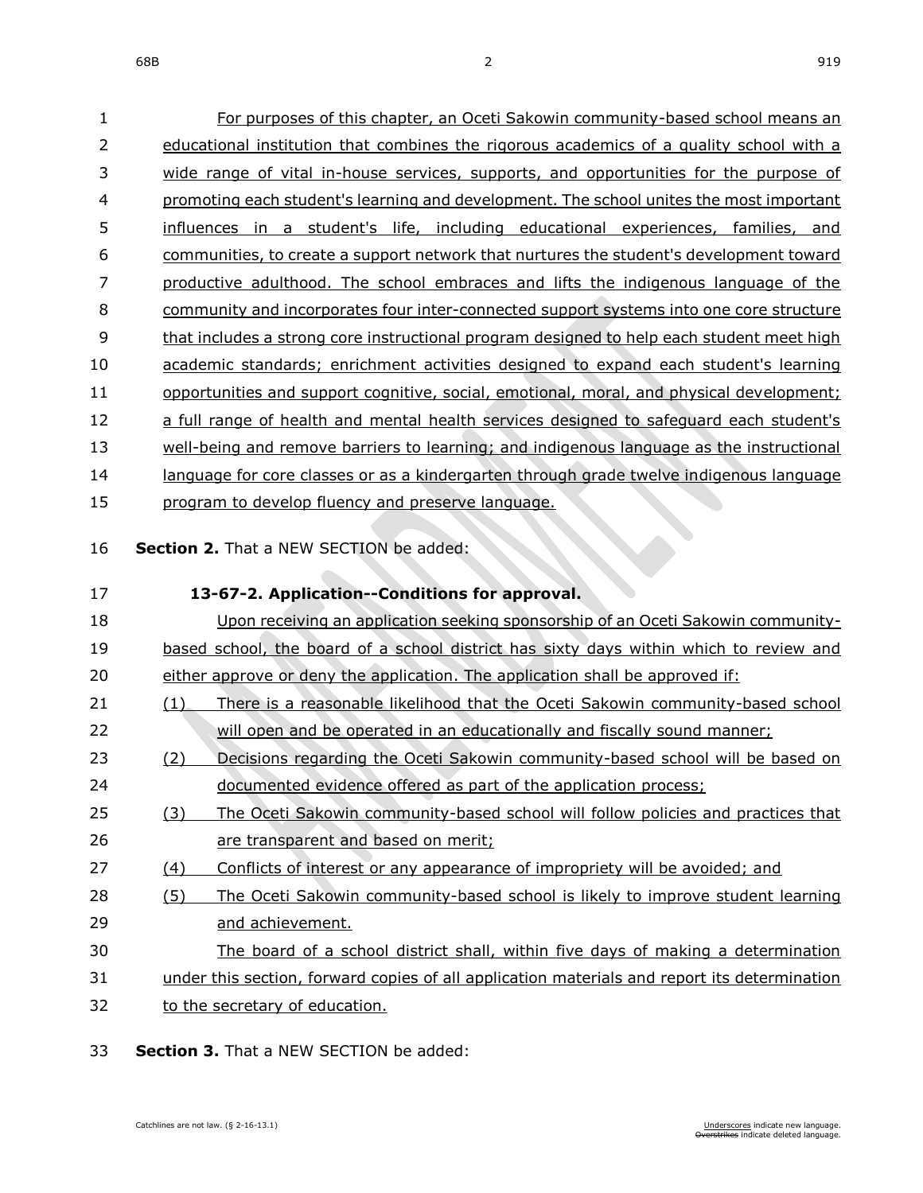For purposes of this chapter, an Oceti Sakowin community-based school means an educational institution that combines the rigorous academics of a quality school with a wide range of vital in-house services, supports, and opportunities for the purpose of promoting each student's learning and development. The school unites the most important influences in a student's life, including educational experiences, families, and communities, to create a support network that nurtures the student's development toward productive adulthood. The school embraces and lifts the indigenous language of the community and incorporates four inter-connected support systems into one core structure that includes a strong core instructional program designed to help each student meet high academic standards; enrichment activities designed to expand each student's learning opportunities and support cognitive, social, emotional, moral, and physical development; a full range of health and mental health services designed to safeguard each student's well-being and remove barriers to learning; and indigenous language as the instructional language for core classes or as a kindergarten through grade twelve indigenous language program to develop fluency and preserve language.

**Section 2.** That a NEW SECTION be added:

**13-67-2. Application--Conditions for approval.**

Upon receiving an application seeking sponsorship of an Oceti Sakowin community-based school, the board of a school district has sixty days within which to review and either approve or deny the application. The application shall be approved if:

(1) There is a reasonable likelihood that the Oceti Sakowin community-based school will open and be operated in an educationally and fiscally sound manner;

(2) Decisions regarding the Oceti Sakowin community-based school will be based on documented evidence offered as part of the application process;

(3) The Oceti Sakowin community-based school will follow policies and practices that are transparent and based on merit;

(4) Conflicts of interest or any appearance of impropriety will be avoided; and

(5) The Oceti Sakowin community-based school is likely to improve student learning and achievement.

The board of a school district shall, within five days of making a determination under this section, forward copies of all application materials and report its determination to the secretary of education.

**Section 3.** That a NEW SECTION be added: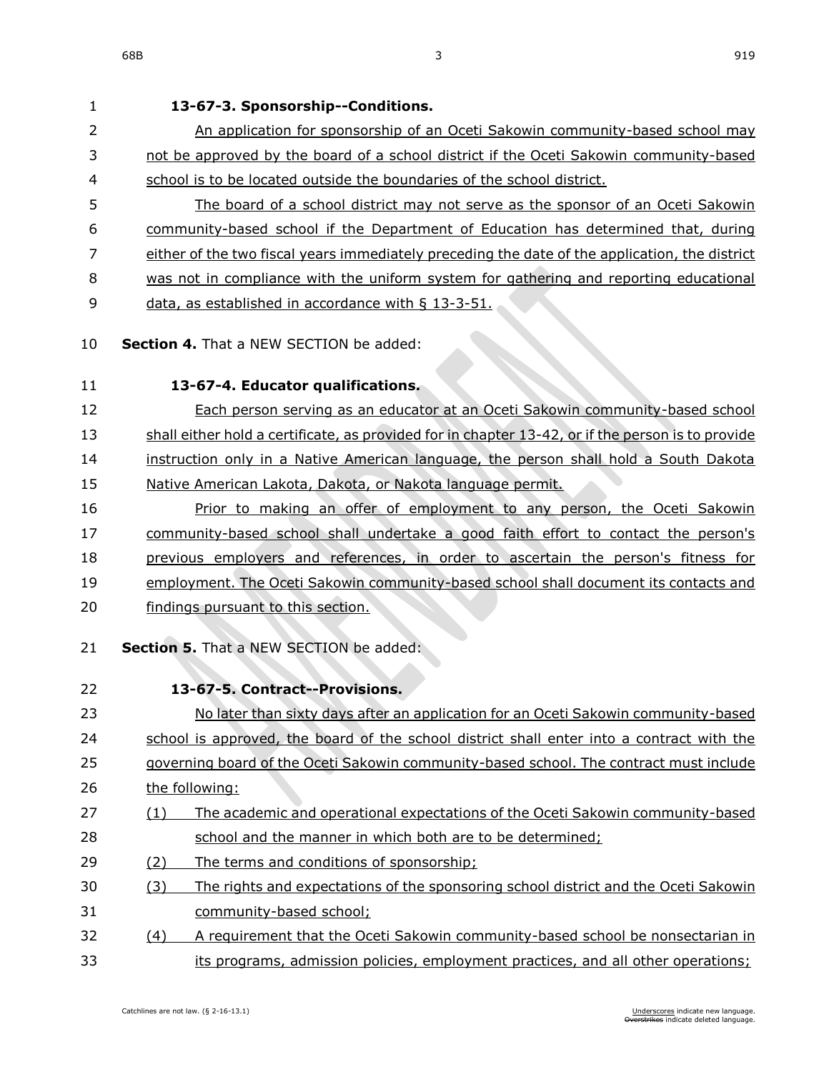**13-67-3. Sponsorship--Conditions.**

An application for sponsorship of an Oceti Sakowin community-based school may not be approved by the board of a school district if the Oceti Sakowin community-based school is to be located outside the boundaries of the school district.

The board of a school district may not serve as the sponsor of an Oceti Sakowin community-based school if the Department of Education has determined that, during either of the two fiscal years immediately preceding the date of the application, the district was not in compliance with the uniform system for gathering and reporting educational data, as established in accordance with § 13-3-51.

**Section 4.** That a NEW SECTION be added:

**13-67-4. Educator qualifications.**

Each person serving as an educator at an Oceti Sakowin community-based school shall either hold a certificate, as provided for in chapter 13-42, or if the person is to provide instruction only in a Native American language, the person shall hold a South Dakota Native American Lakota, Dakota, or Nakota language permit.

Prior to making an offer of employment to any person, the Oceti Sakowin community-based school shall undertake a good faith effort to contact the person's previous employers and references, in order to ascertain the person's fitness for employment. The Oceti Sakowin community-based school shall document its contacts and findings pursuant to this section.

**Section 5.** That a NEW SECTION be added:

**13-67-5. Contract--Provisions.**

No later than sixty days after an application for an Oceti Sakowin community-based school is approved, the board of the school district shall enter into a contract with the governing board of the Oceti Sakowin community-based school. The contract must include the following:

(1) The academic and operational expectations of the Oceti Sakowin community-based school and the manner in which both are to be determined;

(2) The terms and conditions of sponsorship;

(3) The rights and expectations of the sponsoring school district and the Oceti Sakowin community-based school;

(4) A requirement that the Oceti Sakowin community-based school be nonsectarian in its programs, admission policies, employment practices, and all other operations;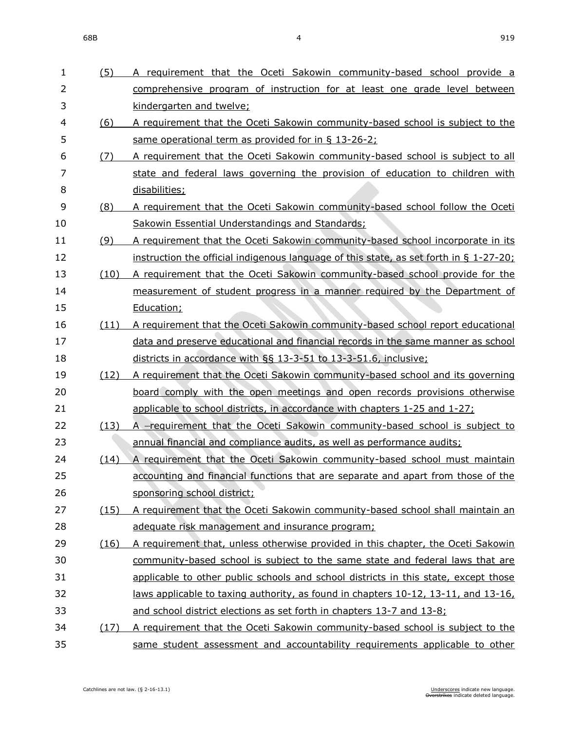(5) A requirement that the Oceti Sakowin community-based school provide a comprehensive program of instruction for at least one grade level between kindergarten and twelve;

(6) A requirement that the Oceti Sakowin community-based school is subject to the same operational term as provided for in § 13-26-2;

(7) A requirement that the Oceti Sakowin community-based school is subject to all state and federal laws governing the provision of education to children with disabilities;

(8) A requirement that the Oceti Sakowin community-based school follow the Oceti Sakowin Essential Understandings and Standards;

(9) A requirement that the Oceti Sakowin community-based school incorporate in its instruction the official indigenous language of this state, as set forth in § 1-27-20;

(10) A requirement that the Oceti Sakowin community-based school provide for the measurement of student progress in a manner required by the Department of Education;

(11) A requirement that the Oceti Sakowin community-based school report educational data and preserve educational and financial records in the same manner as school districts in accordance with §§ 13-3-51 to 13-3-51.6, inclusive;

(12) A requirement that the Oceti Sakowin community-based school and its governing board comply with the open meetings and open records provisions otherwise applicable to school districts, in accordance with chapters 1-25 and 1-27;

(13) A requirement that the Oceti Sakowin community-based school is subject to annual financial and compliance audits, as well as performance audits;

(14) A requirement that the Oceti Sakowin community-based school must maintain accounting and financial functions that are separate and apart from those of the sponsoring school district;

(15) A requirement that the Oceti Sakowin community-based school shall maintain an adequate risk management and insurance program;

(16) A requirement that, unless otherwise provided in this chapter, the Oceti Sakowin community-based school is subject to the same state and federal laws that are applicable to other public schools and school districts in this state, except those laws applicable to taxing authority, as found in chapters 10-12, 13-11, and 13-16, and school district elections as set forth in chapters 13-7 and 13-8;

(17) A requirement that the Oceti Sakowin community-based school is subject to the same student assessment and accountability requirements applicable to other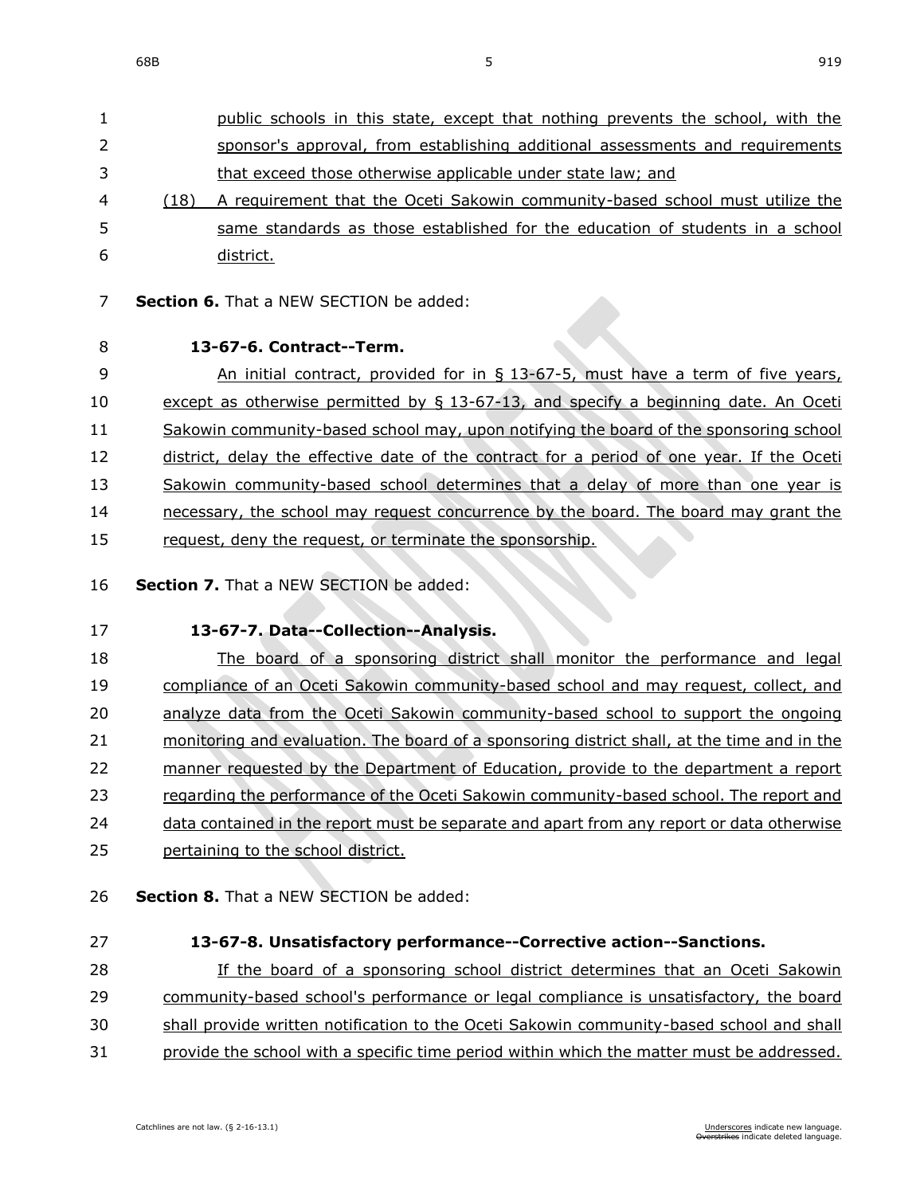public schools in this state, except that nothing prevents the school, with the sponsor's approval, from establishing additional assessments and requirements that exceed those otherwise applicable under state law; and

(18) A requirement that the Oceti Sakowin community-based school must utilize the same standards as those established for the education of students in a school district.

**Section 6.** That a NEW SECTION be added:

**13-67-6. Contract--Term.**

An initial contract, provided for in § 13-67-5, must have a term of five years, except as otherwise permitted by § 13-67-13, and specify a beginning date. An Oceti Sakowin community-based school may, upon notifying the board of the sponsoring school district, delay the effective date of the contract for a period of one year. If the Oceti Sakowin community-based school determines that a delay of more than one year is necessary, the school may request concurrence by the board. The board may grant the request, deny the request, or terminate the sponsorship.

**Section 7.** That a NEW SECTION be added:

**13-67-7. Data--Collection--Analysis.**

The board of a sponsoring district shall monitor the performance and legal compliance of an Oceti Sakowin community-based school and may request, collect, and analyze data from the Oceti Sakowin community-based school to support the ongoing monitoring and evaluation. The board of a sponsoring district shall, at the time and in the manner requested by the Department of Education, provide to the department a report regarding the performance of the Oceti Sakowin community-based school. The report and data contained in the report must be separate and apart from any report or data otherwise pertaining to the school district.

**Section 8.** That a NEW SECTION be added:

**13-67-8. Unsatisfactory performance--Corrective action--Sanctions.**

If the board of a sponsoring school district determines that an Oceti Sakowin community-based school's performance or legal compliance is unsatisfactory, the board shall provide written notification to the Oceti Sakowin community-based school and shall provide the school with a specific time period within which the matter must be addressed.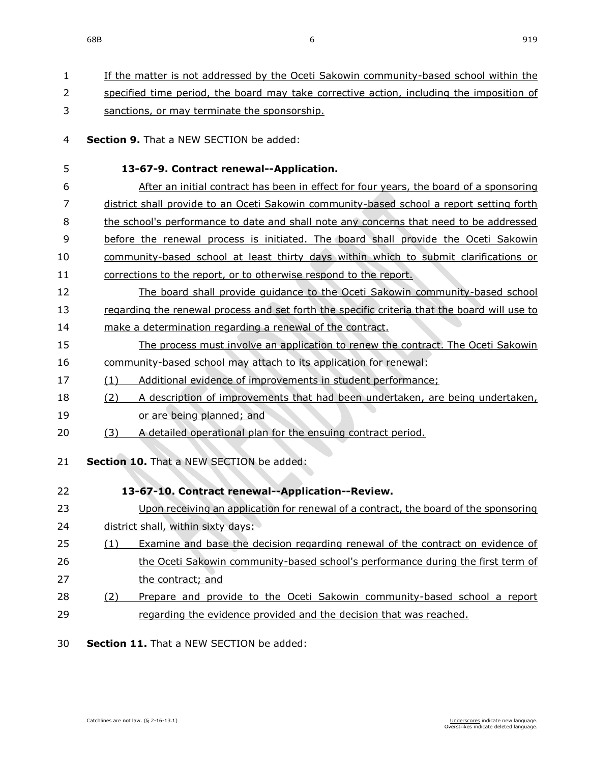If the matter is not addressed by the Oceti Sakowin community-based school within the specified time period, the board may take corrective action, including the imposition of sanctions, or may terminate the sponsorship.

**Section 9.** That a NEW SECTION be added:

**13-67-9. Contract renewal--Application.**

After an initial contract has been in effect for four years, the board of a sponsoring district shall provide to an Oceti Sakowin community-based school a report setting forth the school's performance to date and shall note any concerns that need to be addressed before the renewal process is initiated. The board shall provide the Oceti Sakowin community-based school at least thirty days within which to submit clarifications or corrections to the report, or to otherwise respond to the report.

The board shall provide guidance to the Oceti Sakowin community-based school regarding the renewal process and set forth the specific criteria that the board will use to make a determination regarding a renewal of the contract.

The process must involve an application to renew the contract. The Oceti Sakowin community-based school may attach to its application for renewal:

(1) Additional evidence of improvements in student performance;

(2) A description of improvements that had been undertaken, are being undertaken, or are being planned; and

(3) A detailed operational plan for the ensuing contract period.

**Section 10.** That a NEW SECTION be added:

**13-67-10. Contract renewal--Application--Review.**

Upon receiving an application for renewal of a contract, the board of the sponsoring district shall, within sixty days:

(1) Examine and base the decision regarding renewal of the contract on evidence of the Oceti Sakowin community-based school's performance during the first term of the contract; and

(2) Prepare and provide to the Oceti Sakowin community-based school a report regarding the evidence provided and the decision that was reached.

**Section 11.** That a NEW SECTION be added: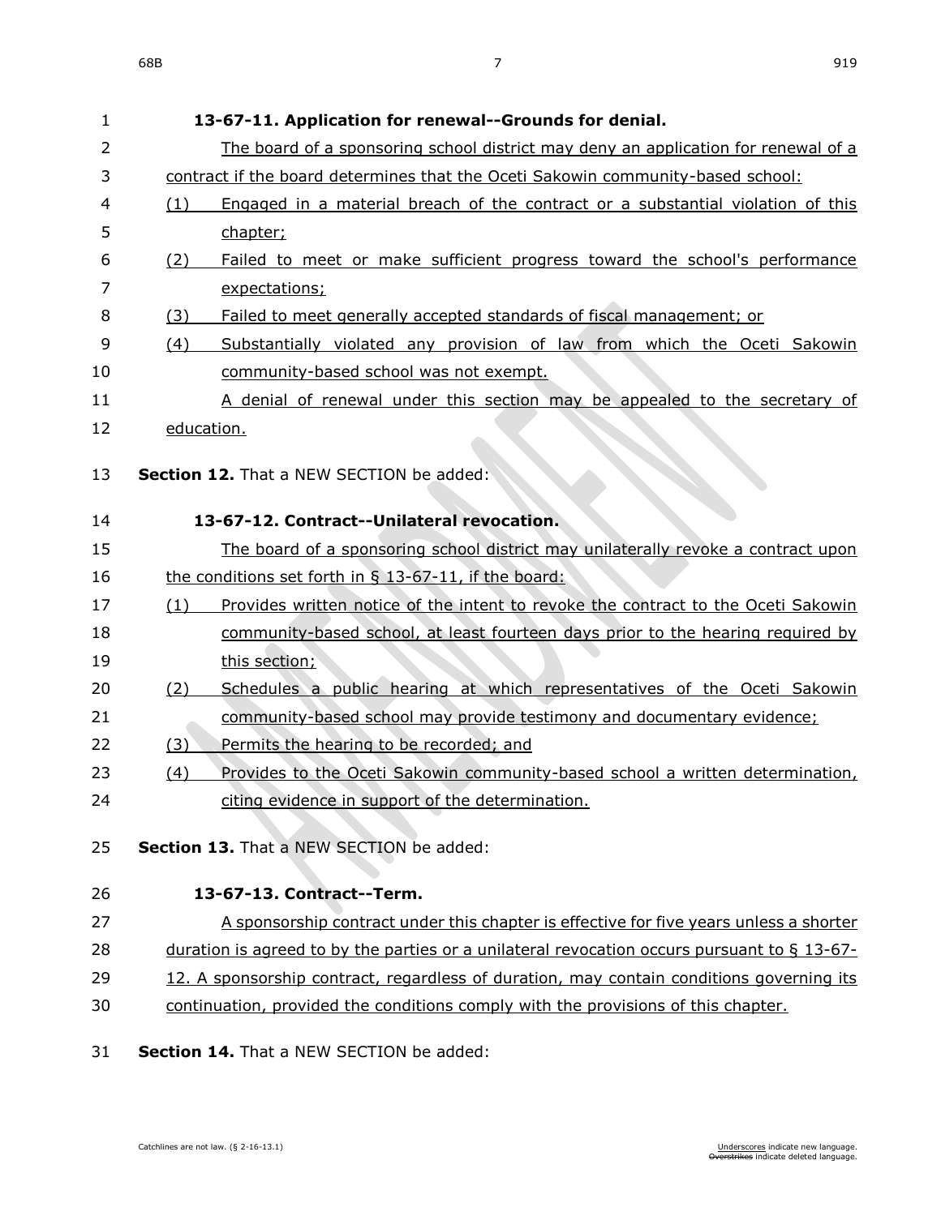**13-67-11. Application for renewal--Grounds for denial.**

The board of a sponsoring school district may deny an application for renewal of a contract if the board determines that the Oceti Sakowin community-based school:

(1) Engaged in a material breach of the contract or a substantial violation of this chapter;

(2) Failed to meet or make sufficient progress toward the school's performance expectations;

(3) Failed to meet generally accepted standards of fiscal management; or

(4) Substantially violated any provision of law from which the Oceti Sakowin community-based school was not exempt.

A denial of renewal under this section may be appealed to the secretary of education.

**Section 12.** That a NEW SECTION be added:

**13-67-12. Contract--Unilateral revocation.**

The board of a sponsoring school district may unilaterally revoke a contract upon the conditions set forth in § 13-67-11, if the board:

(1) Provides written notice of the intent to revoke the contract to the Oceti Sakowin community-based school, at least fourteen days prior to the hearing required by this section;

(2) Schedules a public hearing at which representatives of the Oceti Sakowin community-based school may provide testimony and documentary evidence;

(3) Permits the hearing to be recorded; and

(4) Provides to the Oceti Sakowin community-based school a written determination, citing evidence in support of the determination.

**Section 13.** That a NEW SECTION be added:

**13-67-13. Contract--Term.**

A sponsorship contract under this chapter is effective for five years unless a shorter duration is agreed to by the parties or a unilateral revocation occurs pursuant to § 13-67-12. A sponsorship contract, regardless of duration, may contain conditions governing its continuation, provided the conditions comply with the provisions of this chapter.

**Section 14.** That a NEW SECTION be added: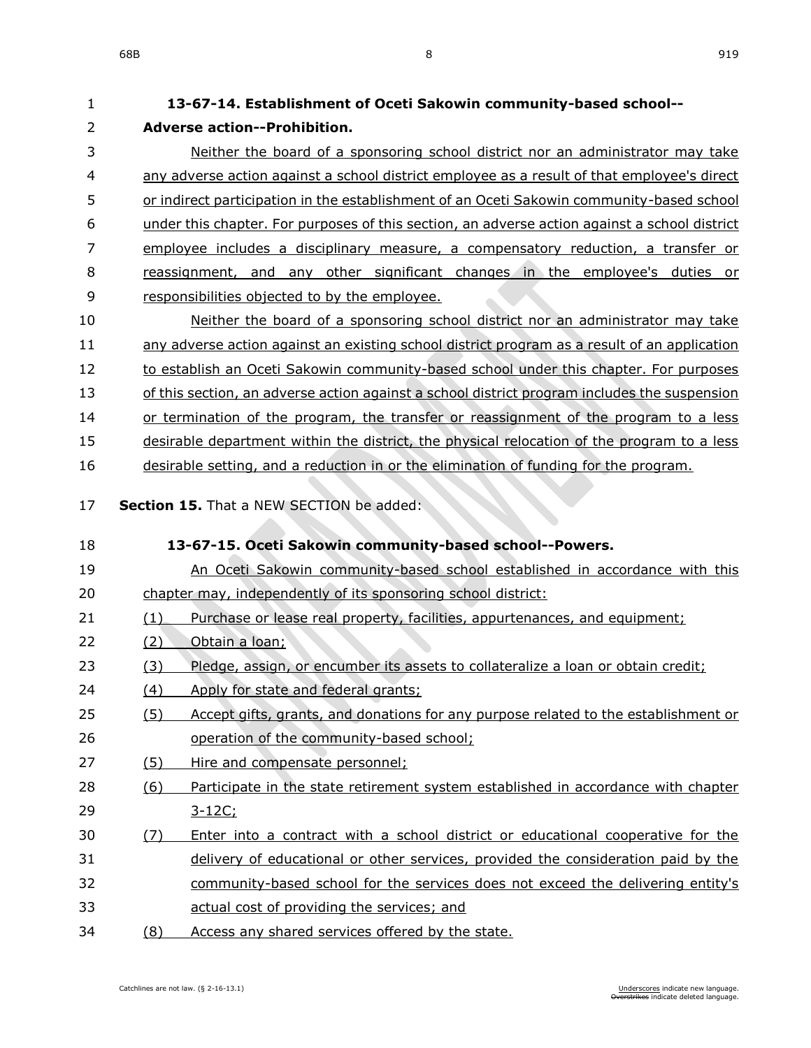**13-67-14. Establishment of Oceti Sakowin community-based school--Adverse action--Prohibition.**

Neither the board of a sponsoring school district nor an administrator may take any adverse action against a school district employee as a result of that employee's direct or indirect participation in the establishment of an Oceti Sakowin community-based school under this chapter. For purposes of this section, an adverse action against a school district employee includes a disciplinary measure, a compensatory reduction, a transfer or reassignment, and any other significant changes in the employee's duties or responsibilities objected to by the employee.

Neither the board of a sponsoring school district nor an administrator may take any adverse action against an existing school district program as a result of an application to establish an Oceti Sakowin community-based school under this chapter. For purposes of this section, an adverse action against a school district program includes the suspension or termination of the program, the transfer or reassignment of the program to a less desirable department within the district, the physical relocation of the program to a less desirable setting, and a reduction in or the elimination of funding for the program.

**Section 15.** That a NEW SECTION be added:

**13-67-15. Oceti Sakowin community-based school--Powers.**

An Oceti Sakowin community-based school established in accordance with this chapter may, independently of its sponsoring school district:

(1) Purchase or lease real property, facilities, appurtenances, and equipment;

(2) Obtain a loan;

(3) Pledge, assign, or encumber its assets to collateralize a loan or obtain credit;

(4) Apply for state and federal grants;

(5) Accept gifts, grants, and donations for any purpose related to the establishment or operation of the community-based school;

(5) Hire and compensate personnel;

(6) Participate in the state retirement system established in accordance with chapter 3-12C;

(7) Enter into a contract with a school district or educational cooperative for the delivery of educational or other services, provided the consideration paid by the community-based school for the services does not exceed the delivering entity's actual cost of providing the services; and

(8) Access any shared services offered by the state.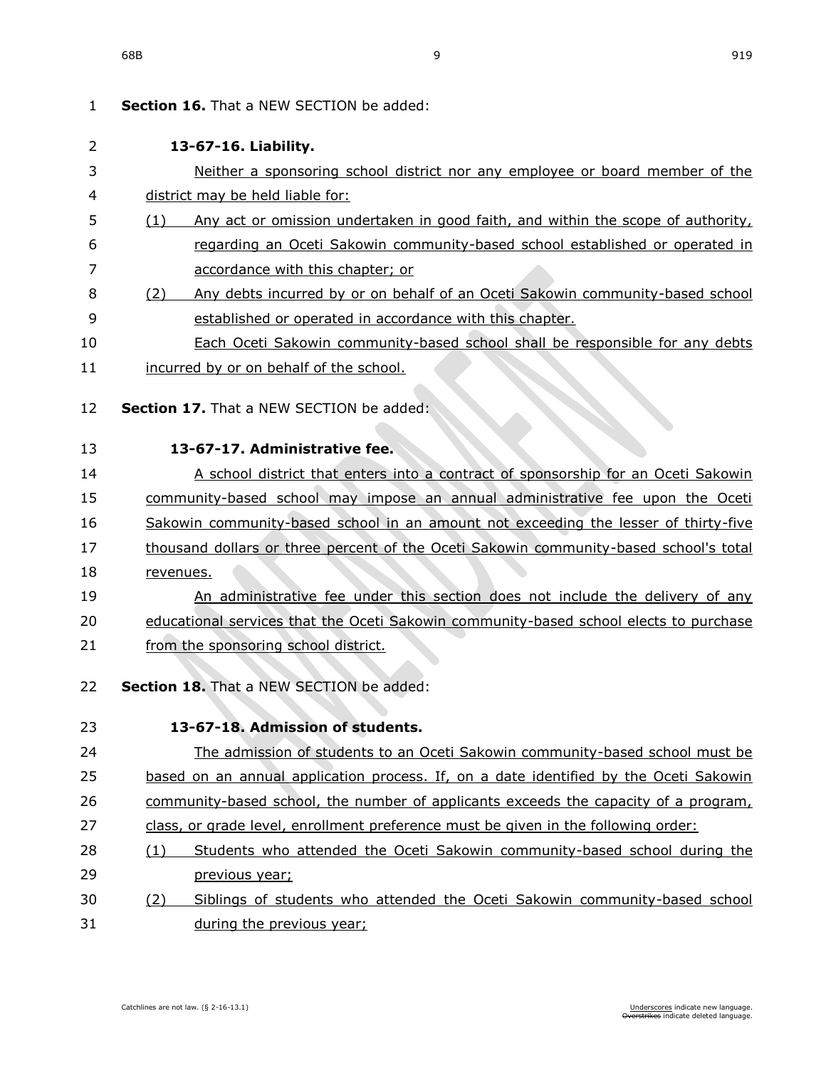**Section 16.** That a NEW SECTION be added:

**13-67-16. Liability.**

Neither a sponsoring school district nor any employee or board member of the district may be held liable for:

(1) Any act or omission undertaken in good faith, and within the scope of authority, regarding an Oceti Sakowin community-based school established or operated in accordance with this chapter; or

(2) Any debts incurred by or on behalf of an Oceti Sakowin community-based school established or operated in accordance with this chapter.

Each Oceti Sakowin community-based school shall be responsible for any debts incurred by or on behalf of the school.

**Section 17.** That a NEW SECTION be added:

**13-67-17. Administrative fee.**

A school district that enters into a contract of sponsorship for an Oceti Sakowin community-based school may impose an annual administrative fee upon the Oceti Sakowin community-based school in an amount not exceeding the lesser of thirty-five thousand dollars or three percent of the Oceti Sakowin community-based school's total revenues.

An administrative fee under this section does not include the delivery of any educational services that the Oceti Sakowin community-based school elects to purchase from the sponsoring school district.

**Section 18.** That a NEW SECTION be added:

**13-67-18. Admission of students.**

The admission of students to an Oceti Sakowin community-based school must be based on an annual application process. If, on a date identified by the Oceti Sakowin community-based school, the number of applicants exceeds the capacity of a program, class, or grade level, enrollment preference must be given in the following order:

(1) Students who attended the Oceti Sakowin community-based school during the previous year;

(2) Siblings of students who attended the Oceti Sakowin community-based school during the previous year;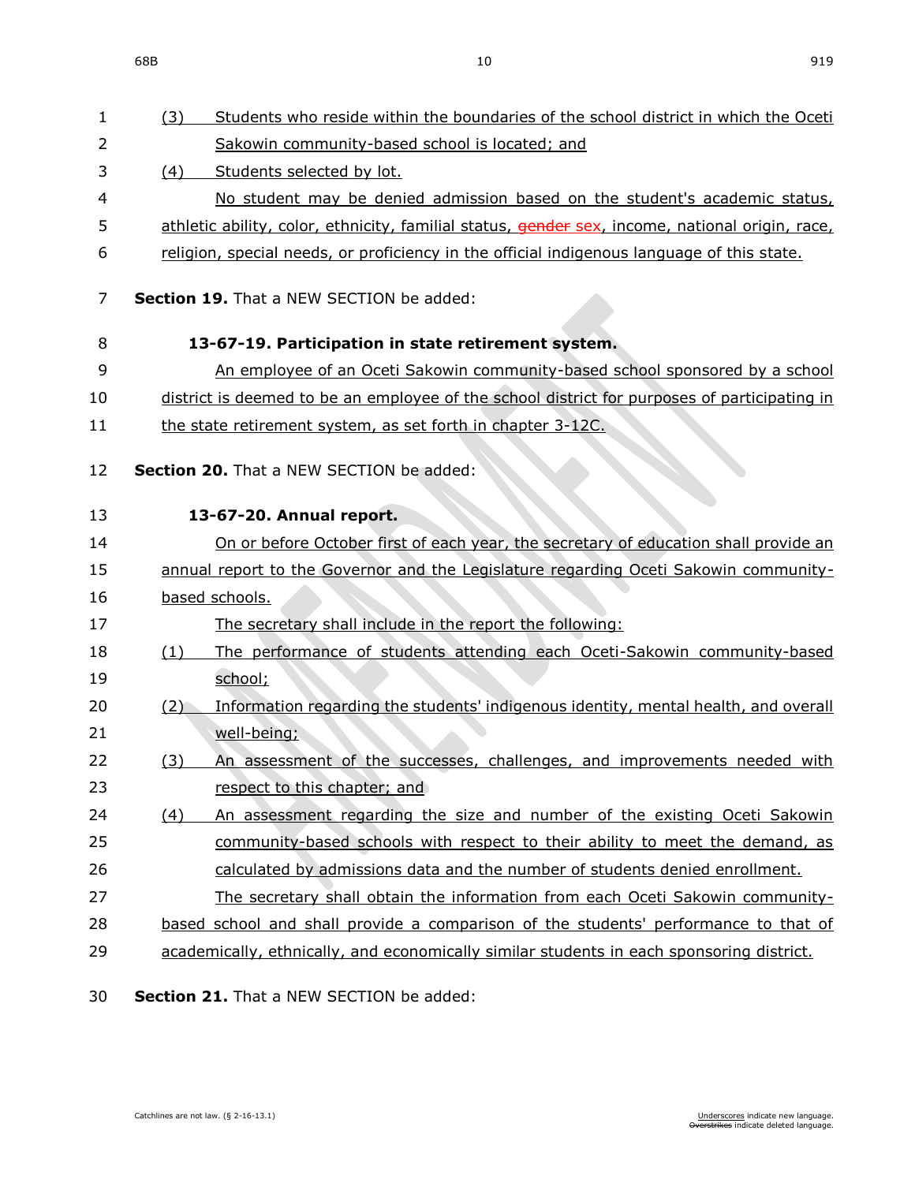(3) Students who reside within the boundaries of the school district in which the Oceti Sakowin community-based school is located; and

(4) Students selected by lot.

No student may be denied admission based on the student's academic status, athletic ability, color, ethnicity, familial status, ~~gender~~ sex, income, national origin, race, religion, special needs, or proficiency in the official indigenous language of this state.

**Section 19.** That a NEW SECTION be added:

**13-67-19. Participation in state retirement system.**

An employee of an Oceti Sakowin community-based school sponsored by a school district is deemed to be an employee of the school district for purposes of participating in the state retirement system, as set forth in chapter 3-12C.

**Section 20.** That a NEW SECTION be added:

**13-67-20. Annual report.**

On or before October first of each year, the secretary of education shall provide an annual report to the Governor and the Legislature regarding Oceti Sakowin community-based schools.

The secretary shall include in the report the following:

(1) The performance of students attending each Oceti-Sakowin community-based school;

(2) Information regarding the students' indigenous identity, mental health, and overall well-being;

(3) An assessment of the successes, challenges, and improvements needed with respect to this chapter; and

(4) An assessment regarding the size and number of the existing Oceti Sakowin community-based schools with respect to their ability to meet the demand, as calculated by admissions data and the number of students denied enrollment.

The secretary shall obtain the information from each Oceti Sakowin community-based school and shall provide a comparison of the students' performance to that of academically, ethnically, and economically similar students in each sponsoring district.

**Section 21.** That a NEW SECTION be added: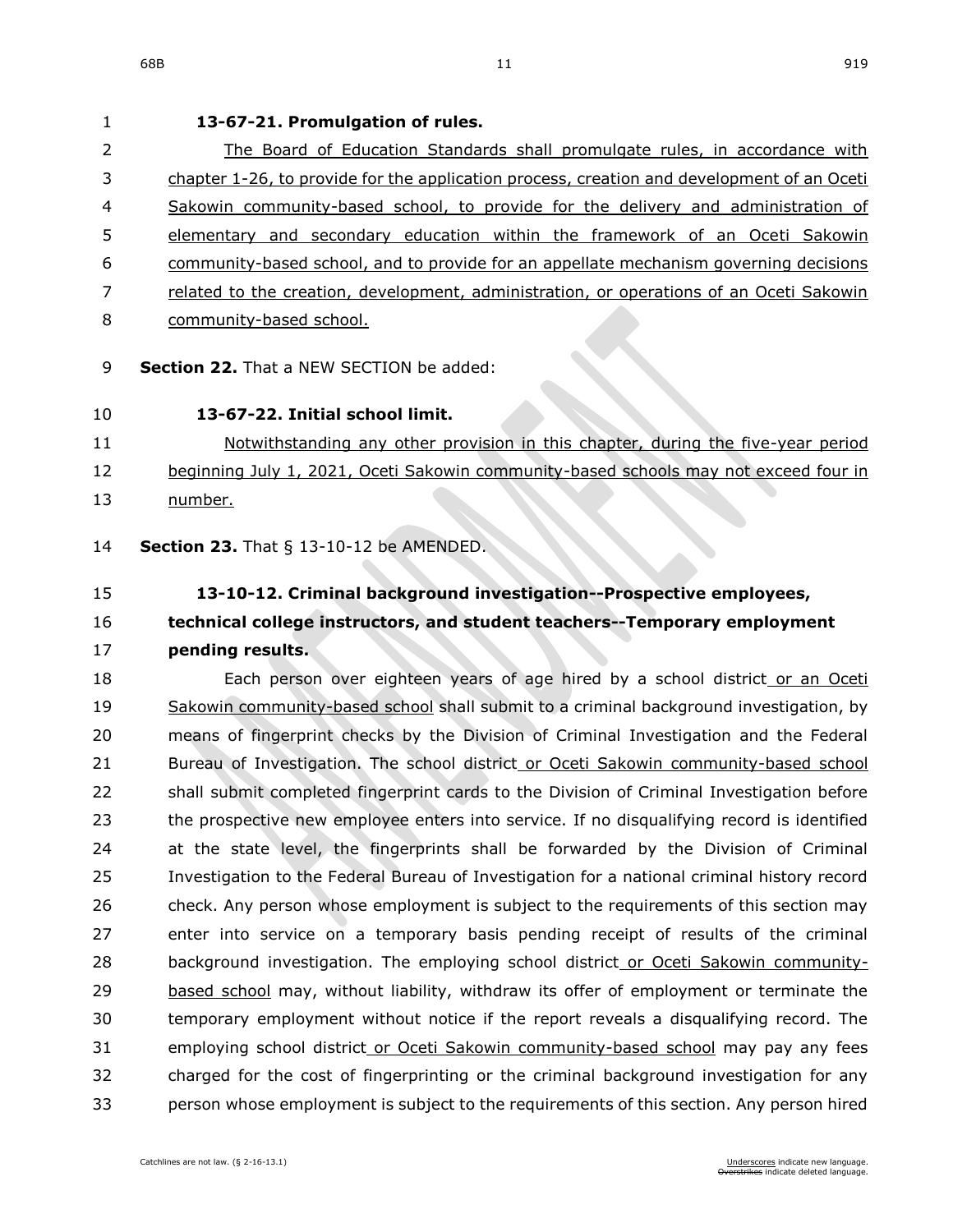**13-67-21. Promulgation of rules.**

The Board of Education Standards shall promulgate rules, in accordance with chapter 1-26, to provide for the application process, creation and development of an Oceti Sakowin community-based school, to provide for the delivery and administration of elementary and secondary education within the framework of an Oceti Sakowin community-based school, and to provide for an appellate mechanism governing decisions related to the creation, development, administration, or operations of an Oceti Sakowin community-based school.

**Section 22.** That a NEW SECTION be added:

**13-67-22. Initial school limit.**

Notwithstanding any other provision in this chapter, during the five-year period beginning July 1, 2021, Oceti Sakowin community-based schools may not exceed four in number.

**Section 23.** That § 13-10-12 be AMENDED.

**13-10-12. Criminal background investigation--Prospective employees, technical college instructors, and student teachers--Temporary employment pending results.**

Each person over eighteen years of age hired by a school district or an Oceti Sakowin community-based school shall submit to a criminal background investigation, by means of fingerprint checks by the Division of Criminal Investigation and the Federal Bureau of Investigation. The school district or Oceti Sakowin community-based school shall submit completed fingerprint cards to the Division of Criminal Investigation before the prospective new employee enters into service. If no disqualifying record is identified at the state level, the fingerprints shall be forwarded by the Division of Criminal Investigation to the Federal Bureau of Investigation for a national criminal history record check. Any person whose employment is subject to the requirements of this section may enter into service on a temporary basis pending receipt of results of the criminal background investigation. The employing school district or Oceti Sakowin community-based school may, without liability, withdraw its offer of employment or terminate the temporary employment without notice if the report reveals a disqualifying record. The employing school district or Oceti Sakowin community-based school may pay any fees charged for the cost of fingerprinting or the criminal background investigation for any person whose employment is subject to the requirements of this section. Any person hired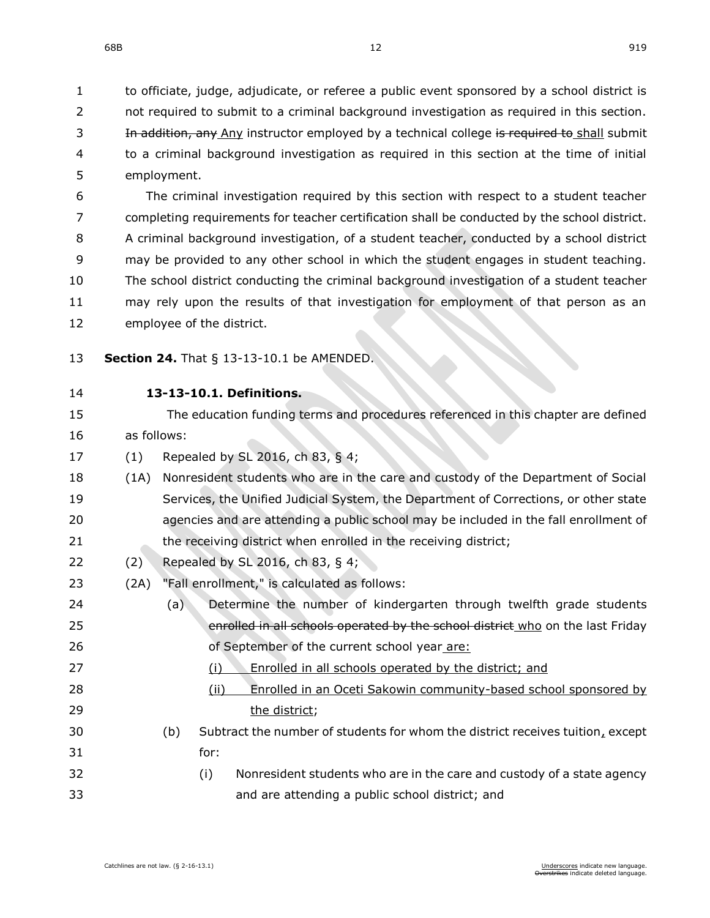to officiate, judge, adjudicate, or referee a public event sponsored by a school district is not required to submit to a criminal background investigation as required in this section. ~~In addition, any~~ <u>Any</u> instructor employed by a technical college ~~is required to~~ <u>shall</u> submit to a criminal background investigation as required in this section at the time of initial employment.

The criminal investigation required by this section with respect to a student teacher completing requirements for teacher certification shall be conducted by the school district. A criminal background investigation, of a student teacher, conducted by a school district may be provided to any other school in which the student engages in student teaching. The school district conducting the criminal background investigation of a student teacher may rely upon the results of that investigation for employment of that person as an employee of the district.

**Section 24.** That § 13-13-10.1 be AMENDED.

**13-13-10.1. Definitions.**

The education funding terms and procedures referenced in this chapter are defined as follows:

(1) Repealed by SL 2016, ch 83, § 4;

(1A) Nonresident students who are in the care and custody of the Department of Social Services, the Unified Judicial System, the Department of Corrections, or other state agencies and are attending a public school may be included in the fall enrollment of the receiving district when enrolled in the receiving district;

(2) Repealed by SL 2016, ch 83, § 4;

(2A) "Fall enrollment," is calculated as follows:

(a) Determine the number of kindergarten through twelfth grade students ~~enrolled in all schools operated by the school district~~ <u>who</u> on the last Friday of September of the current school year <u>are:</u>

<u>(i) Enrolled in all schools operated by the district; and</u>

<u>(ii) Enrolled in an Oceti Sakowin community-based school sponsored by the district</u>;

(b) Subtract the number of students for whom the district receives tuition<u>,</u> except for:

(i) Nonresident students who are in the care and custody of a state agency and are attending a public school district; and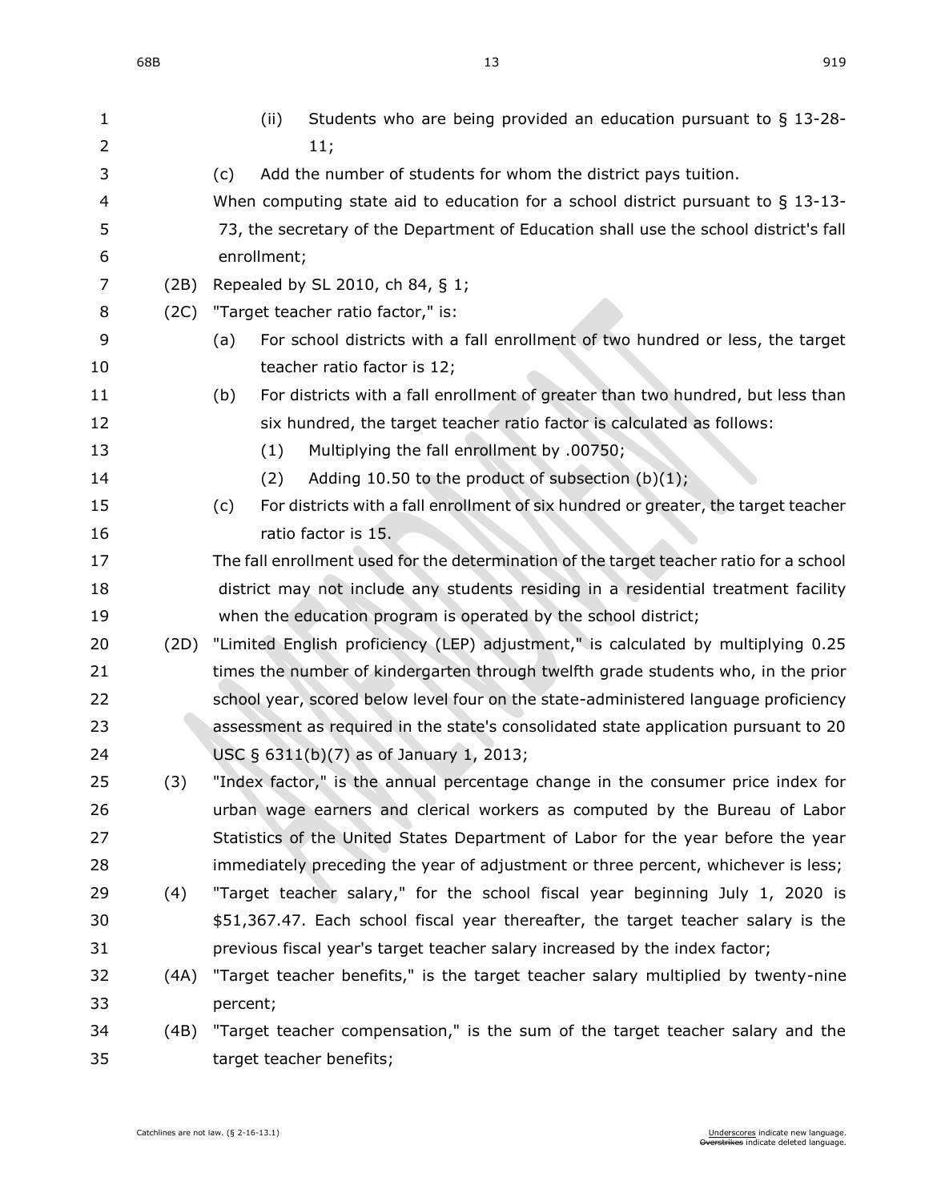(ii) Students who are being provided an education pursuant to § 13-28-11;

(c) Add the number of students for whom the district pays tuition.

When computing state aid to education for a school district pursuant to § 13-13-73, the secretary of the Department of Education shall use the school district's fall enrollment;

(2B) Repealed by SL 2010, ch 84, § 1;

(2C) "Target teacher ratio factor," is:

(a) For school districts with a fall enrollment of two hundred or less, the target teacher ratio factor is 12;

(b) For districts with a fall enrollment of greater than two hundred, but less than six hundred, the target teacher ratio factor is calculated as follows:

(1) Multiplying the fall enrollment by .00750;

(2) Adding 10.50 to the product of subsection (b)(1);

(c) For districts with a fall enrollment of six hundred or greater, the target teacher ratio factor is 15.

The fall enrollment used for the determination of the target teacher ratio for a school district may not include any students residing in a residential treatment facility when the education program is operated by the school district;

(2D) "Limited English proficiency (LEP) adjustment," is calculated by multiplying 0.25 times the number of kindergarten through twelfth grade students who, in the prior school year, scored below level four on the state-administered language proficiency assessment as required in the state's consolidated state application pursuant to 20 USC § 6311(b)(7) as of January 1, 2013;

(3) "Index factor," is the annual percentage change in the consumer price index for urban wage earners and clerical workers as computed by the Bureau of Labor Statistics of the United States Department of Labor for the year before the year immediately preceding the year of adjustment or three percent, whichever is less;

(4) "Target teacher salary," for the school fiscal year beginning July 1, 2020 is $51,367.47. Each school fiscal year thereafter, the target teacher salary is the previous fiscal year's target teacher salary increased by the index factor;

(4A) "Target teacher benefits," is the target teacher salary multiplied by twenty-nine percent;

(4B) "Target teacher compensation," is the sum of the target teacher salary and the target teacher benefits;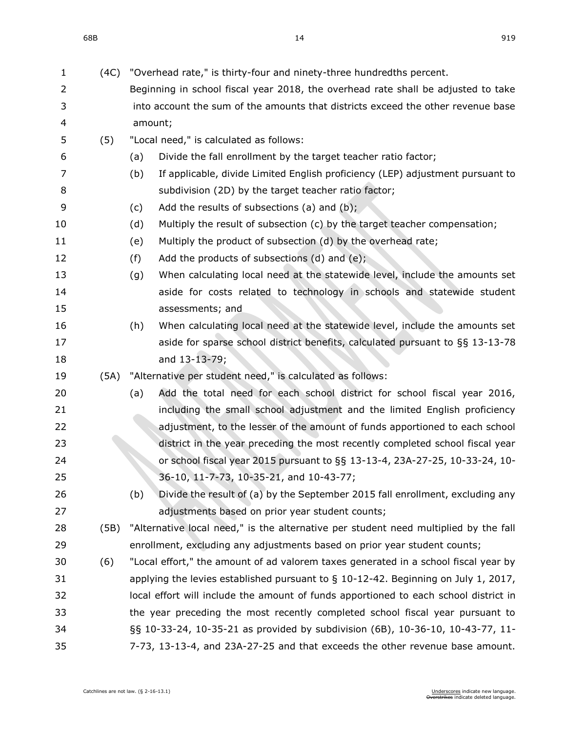(4C) "Overhead rate," is thirty-four and ninety-three hundredths percent. Beginning in school fiscal year 2018, the overhead rate shall be adjusted to take into account the sum of the amounts that districts exceed the other revenue base amount;

(5) "Local need," is calculated as follows:

- (a) Divide the fall enrollment by the target teacher ratio factor;
- (b) If applicable, divide Limited English proficiency (LEP) adjustment pursuant to subdivision (2D) by the target teacher ratio factor;
- (c) Add the results of subsections (a) and (b);
- (d) Multiply the result of subsection (c) by the target teacher compensation;
- (e) Multiply the product of subsection (d) by the overhead rate;
- (f) Add the products of subsections (d) and (e);
- (g) When calculating local need at the statewide level, include the amounts set aside for costs related to technology in schools and statewide student assessments; and
- (h) When calculating local need at the statewide level, include the amounts set aside for sparse school district benefits, calculated pursuant to §§ 13-13-78 and 13-13-79;

(5A) "Alternative per student need," is calculated as follows:

- (a) Add the total need for each school district for school fiscal year 2016, including the small school adjustment and the limited English proficiency adjustment, to the lesser of the amount of funds apportioned to each school district in the year preceding the most recently completed school fiscal year or school fiscal year 2015 pursuant to §§ 13-13-4, 23A-27-25, 10-33-24, 10-36-10, 11-7-73, 10-35-21, and 10-43-77;
- (b) Divide the result of (a) by the September 2015 fall enrollment, excluding any adjustments based on prior year student counts;

(5B) "Alternative local need," is the alternative per student need multiplied by the fall enrollment, excluding any adjustments based on prior year student counts;

(6) "Local effort," the amount of ad valorem taxes generated in a school fiscal year by applying the levies established pursuant to § 10-12-42. Beginning on July 1, 2017, local effort will include the amount of funds apportioned to each school district in the year preceding the most recently completed school fiscal year pursuant to §§ 10-33-24, 10-35-21 as provided by subdivision (6B), 10-36-10, 10-43-77, 11-7-73, 13-13-4, and 23A-27-25 and that exceeds the other revenue base amount.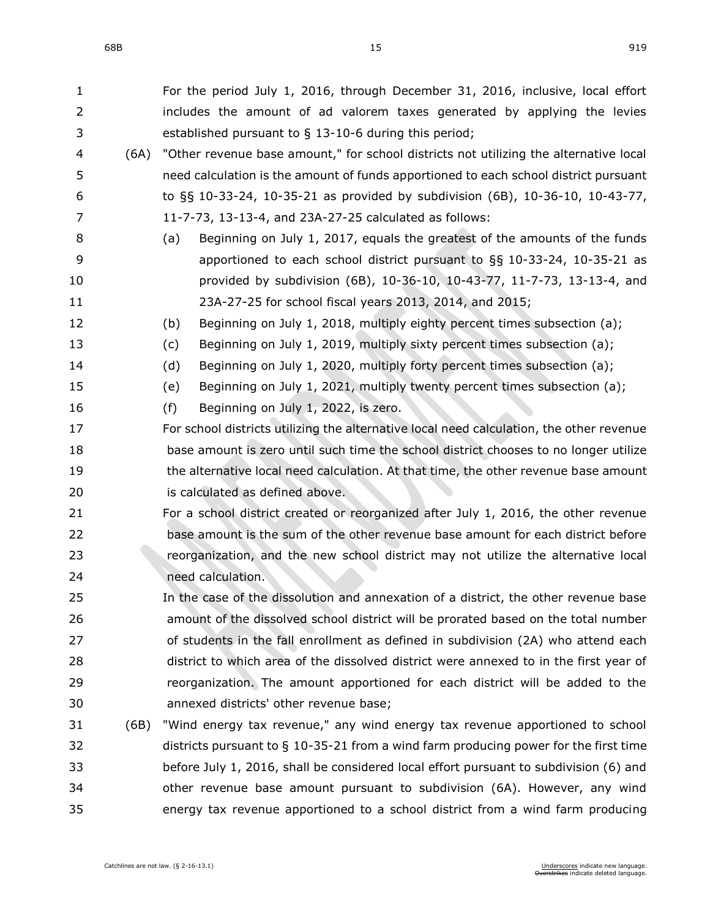For the period July 1, 2016, through December 31, 2016, inclusive, local effort includes the amount of ad valorem taxes generated by applying the levies established pursuant to § 13-10-6 during this period;

(6A) "Other revenue base amount," for school districts not utilizing the alternative local need calculation is the amount of funds apportioned to each school district pursuant to §§ 10-33-24, 10-35-21 as provided by subdivision (6B), 10-36-10, 10-43-77, 11-7-73, 13-13-4, and 23A-27-25 calculated as follows:

(a) Beginning on July 1, 2017, equals the greatest of the amounts of the funds apportioned to each school district pursuant to §§ 10-33-24, 10-35-21 as provided by subdivision (6B), 10-36-10, 10-43-77, 11-7-73, 13-13-4, and 23A-27-25 for school fiscal years 2013, 2014, and 2015;

(b) Beginning on July 1, 2018, multiply eighty percent times subsection (a);

(c) Beginning on July 1, 2019, multiply sixty percent times subsection (a);

(d) Beginning on July 1, 2020, multiply forty percent times subsection (a);

(e) Beginning on July 1, 2021, multiply twenty percent times subsection (a);

(f) Beginning on July 1, 2022, is zero.

For school districts utilizing the alternative local need calculation, the other revenue base amount is zero until such time the school district chooses to no longer utilize the alternative local need calculation. At that time, the other revenue base amount is calculated as defined above.

For a school district created or reorganized after July 1, 2016, the other revenue base amount is the sum of the other revenue base amount for each district before reorganization, and the new school district may not utilize the alternative local need calculation.

In the case of the dissolution and annexation of a district, the other revenue base amount of the dissolved school district will be prorated based on the total number of students in the fall enrollment as defined in subdivision (2A) who attend each district to which area of the dissolved district were annexed to in the first year of reorganization. The amount apportioned for each district will be added to the annexed districts' other revenue base;

(6B) "Wind energy tax revenue," any wind energy tax revenue apportioned to school districts pursuant to § 10-35-21 from a wind farm producing power for the first time before July 1, 2016, shall be considered local effort pursuant to subdivision (6) and other revenue base amount pursuant to subdivision (6A). However, any wind energy tax revenue apportioned to a school district from a wind farm producing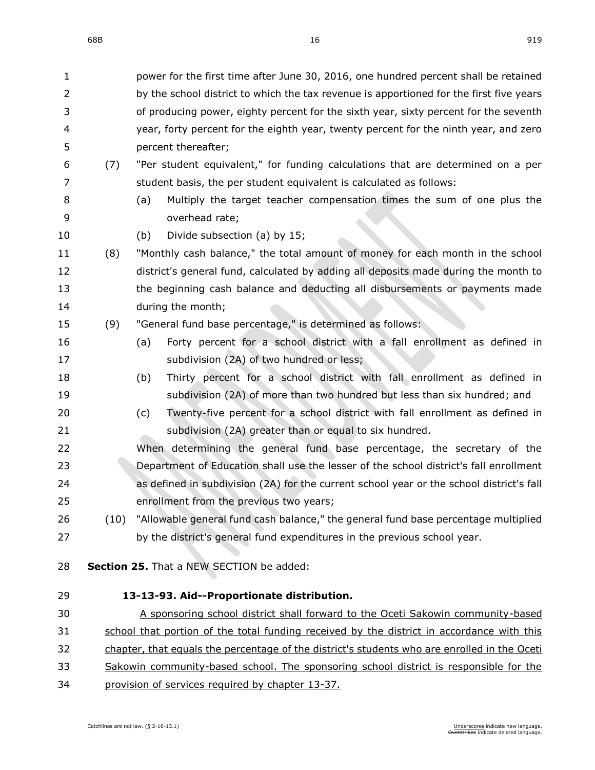power for the first time after June 30, 2016, one hundred percent shall be retained by the school district to which the tax revenue is apportioned for the first five years of producing power, eighty percent for the sixth year, sixty percent for the seventh year, forty percent for the eighth year, twenty percent for the ninth year, and zero percent thereafter;

(7) "Per student equivalent," for funding calculations that are determined on a per student basis, the per student equivalent is calculated as follows:

(a) Multiply the target teacher compensation times the sum of one plus the overhead rate;

(b) Divide subsection (a) by 15;

(8) "Monthly cash balance," the total amount of money for each month in the school district's general fund, calculated by adding all deposits made during the month to the beginning cash balance and deducting all disbursements or payments made during the month;

(9) "General fund base percentage," is determined as follows:

(a) Forty percent for a school district with a fall enrollment as defined in subdivision (2A) of two hundred or less;

(b) Thirty percent for a school district with fall enrollment as defined in subdivision (2A) of more than two hundred but less than six hundred; and

(c) Twenty-five percent for a school district with fall enrollment as defined in subdivision (2A) greater than or equal to six hundred.

When determining the general fund base percentage, the secretary of the Department of Education shall use the lesser of the school district's fall enrollment as defined in subdivision (2A) for the current school year or the school district's fall enrollment from the previous two years;

(10) "Allowable general fund cash balance," the general fund base percentage multiplied by the district's general fund expenditures in the previous school year.

**Section 25.** That a NEW SECTION be added:

**13-13-93. Aid--Proportionate distribution.**

A sponsoring school district shall forward to the Oceti Sakowin community-based school that portion of the total funding received by the district in accordance with this chapter, that equals the percentage of the district's students who are enrolled in the Oceti Sakowin community-based school. The sponsoring school district is responsible for the provision of services required by chapter 13-37.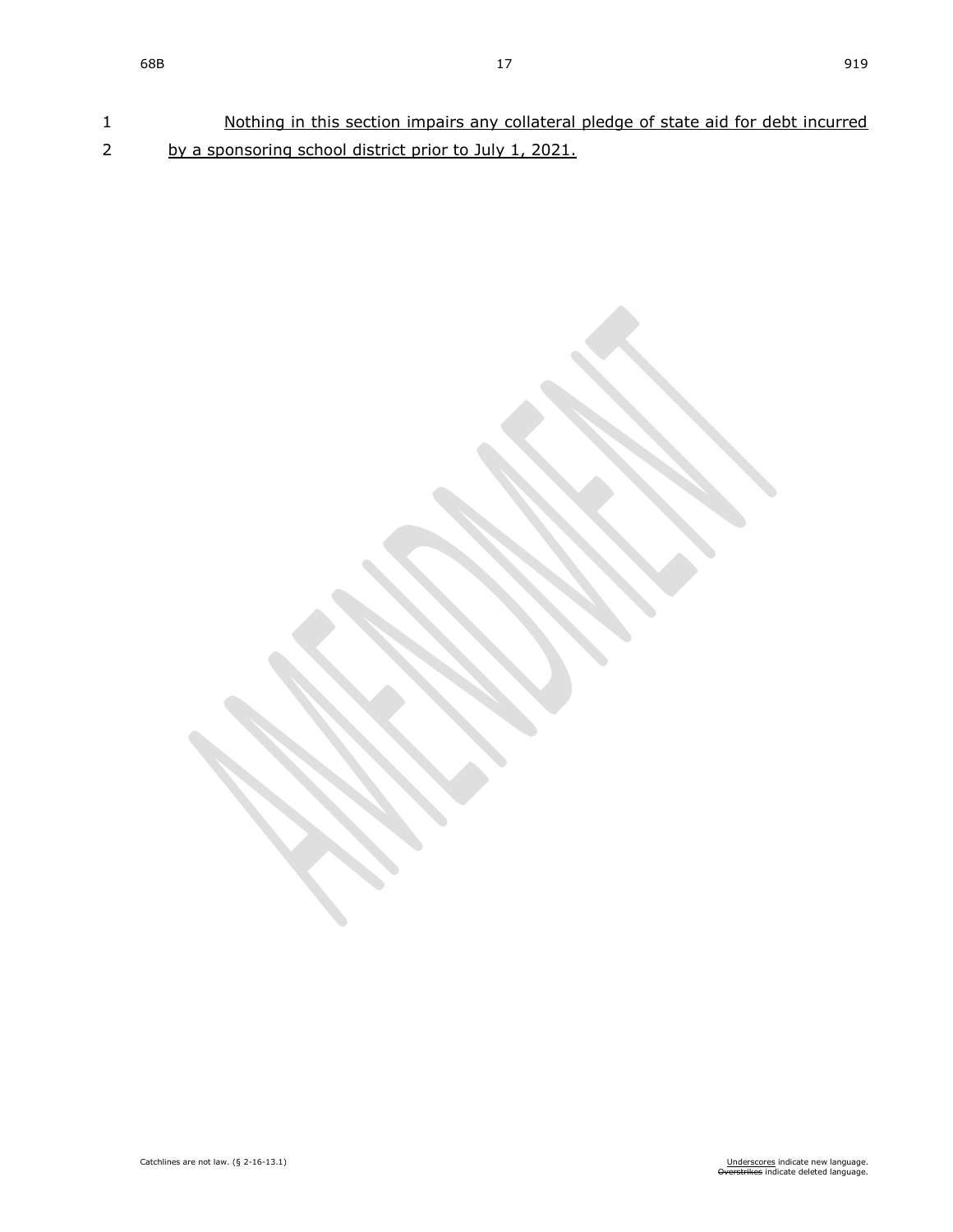<u>Nothing in this section impairs any collateral pledge of state aid for debt incurred by a sponsoring school district prior to July 1, 2021.</u>